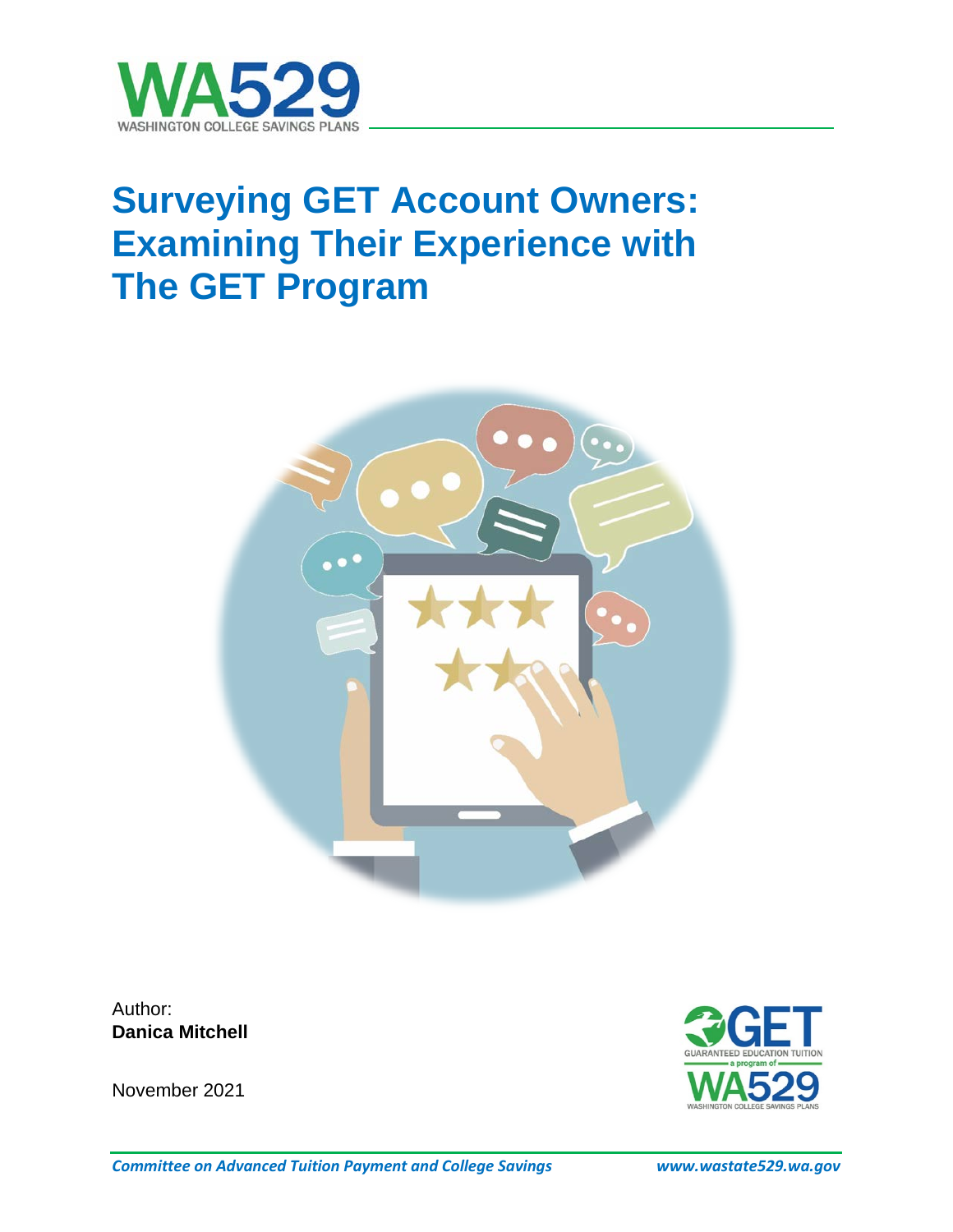WA529
WASHINGTON COLLEGE SAVINGS PLANS

# Surveying GET Account Owners: Examining Their Experience with The GET Program

Author:
**Danica Mitchell**

November 2021

GET
GUARANTEED EDUCATION TUITION
a program of
WA529
WASHINGTON COLLEGE SAVINGS PLANS

*Committee on Advanced Tuition Payment and College Savings* *www.wastate529.wa.gov*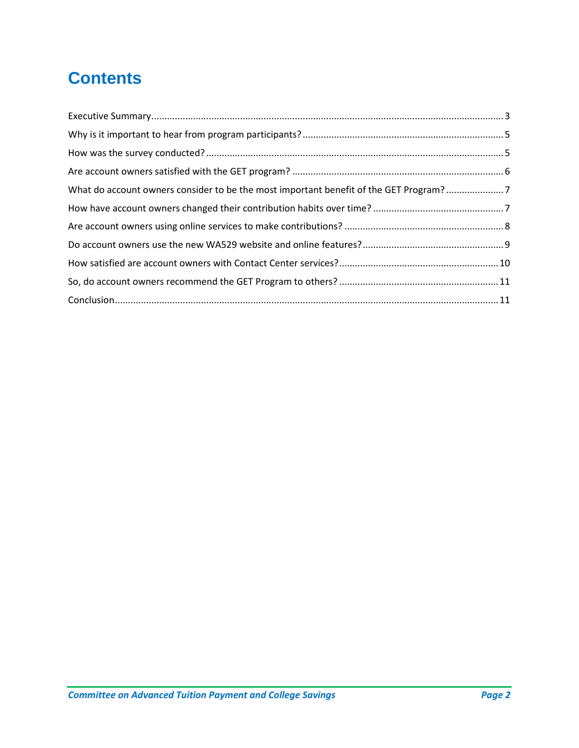# Contents

Executive Summary .......... 3

Why is it important to hear from program participants? .......... 5

How was the survey conducted? .......... 5

Are account owners satisfied with the GET program? .......... 6

What do account owners consider to be the most important benefit of the GET Program? .......... 7

How have account owners changed their contribution habits over time? .......... 7

Are account owners using online services to make contributions? .......... 8

Do account owners use the new WA529 website and online features? .......... 9

How satisfied are account owners with Contact Center services? .......... 10

So, do account owners recommend the GET Program to others? .......... 11

Conclusion .......... 11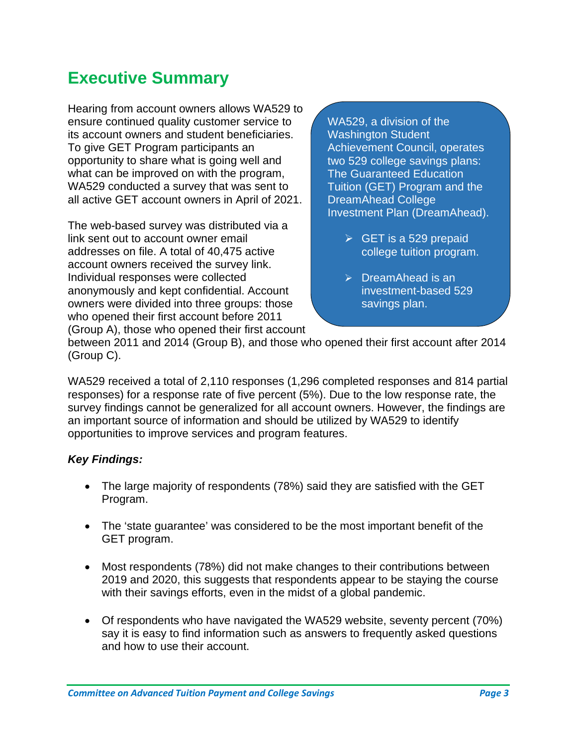# Executive Summary

Hearing from account owners allows WA529 to ensure continued quality customer service to its account owners and student beneficiaries. To give GET Program participants an opportunity to share what is going well and what can be improved on with the program, WA529 conducted a survey that was sent to all active GET account owners in April of 2021.

> WA529, a division of the Washington Student Achievement Council, operates two 529 college savings plans: The Guaranteed Education Tuition (GET) Program and the DreamAhead College Investment Plan (DreamAhead).
>
> - GET is a 529 prepaid college tuition program.
> - DreamAhead is an investment-based 529 savings plan.

The web-based survey was distributed via a link sent out to account owner email addresses on file. A total of 40,475 active account owners received the survey link. Individual responses were collected anonymously and kept confidential. Account owners were divided into three groups: those who opened their first account before 2011 (Group A), those who opened their first account between 2011 and 2014 (Group B), and those who opened their first account after 2014 (Group C).

WA529 received a total of 2,110 responses (1,296 completed responses and 814 partial responses) for a response rate of five percent (5%). Due to the low response rate, the survey findings cannot be generalized for all account owners. However, the findings are an important source of information and should be utilized by WA529 to identify opportunities to improve services and program features.

***Key Findings:***

- The large majority of respondents (78%) said they are satisfied with the GET Program.
- The 'state guarantee' was considered to be the most important benefit of the GET program.
- Most respondents (78%) did not make changes to their contributions between 2019 and 2020, this suggests that respondents appear to be staying the course with their savings efforts, even in the midst of a global pandemic.
- Of respondents who have navigated the WA529 website, seventy percent (70%) say it is easy to find information such as answers to frequently asked questions and how to use their account.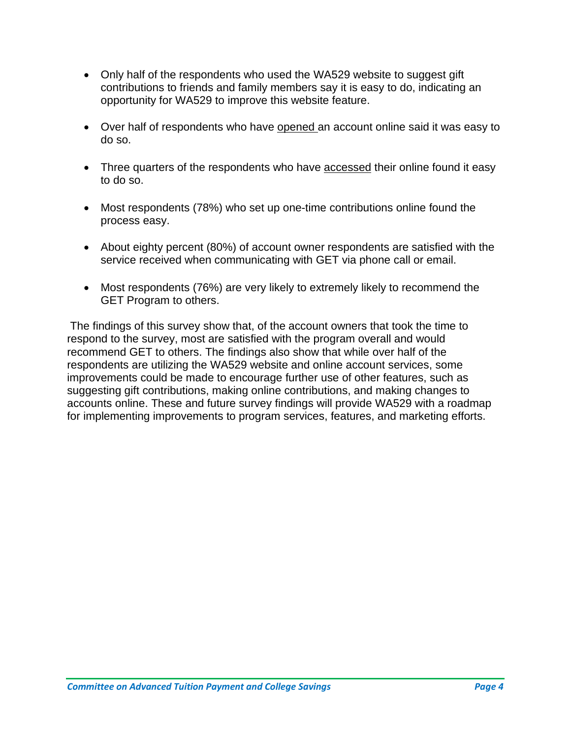- Only half of the respondents who used the WA529 website to suggest gift contributions to friends and family members say it is easy to do, indicating an opportunity for WA529 to improve this website feature.

- Over half of respondents who have <u>opened</u> an account online said it was easy to do so.

- Three quarters of the respondents who have <u>accessed</u> their online found it easy to do so.

- Most respondents (78%) who set up one-time contributions online found the process easy.

- About eighty percent (80%) of account owner respondents are satisfied with the service received when communicating with GET via phone call or email.

- Most respondents (76%) are very likely to extremely likely to recommend the GET Program to others.

The findings of this survey show that, of the account owners that took the time to respond to the survey, most are satisfied with the program overall and would recommend GET to others. The findings also show that while over half of the respondents are utilizing the WA529 website and online account services, some improvements could be made to encourage further use of other features, such as suggesting gift contributions, making online contributions, and making changes to accounts online. These and future survey findings will provide WA529 with a roadmap for implementing improvements to program services, features, and marketing efforts.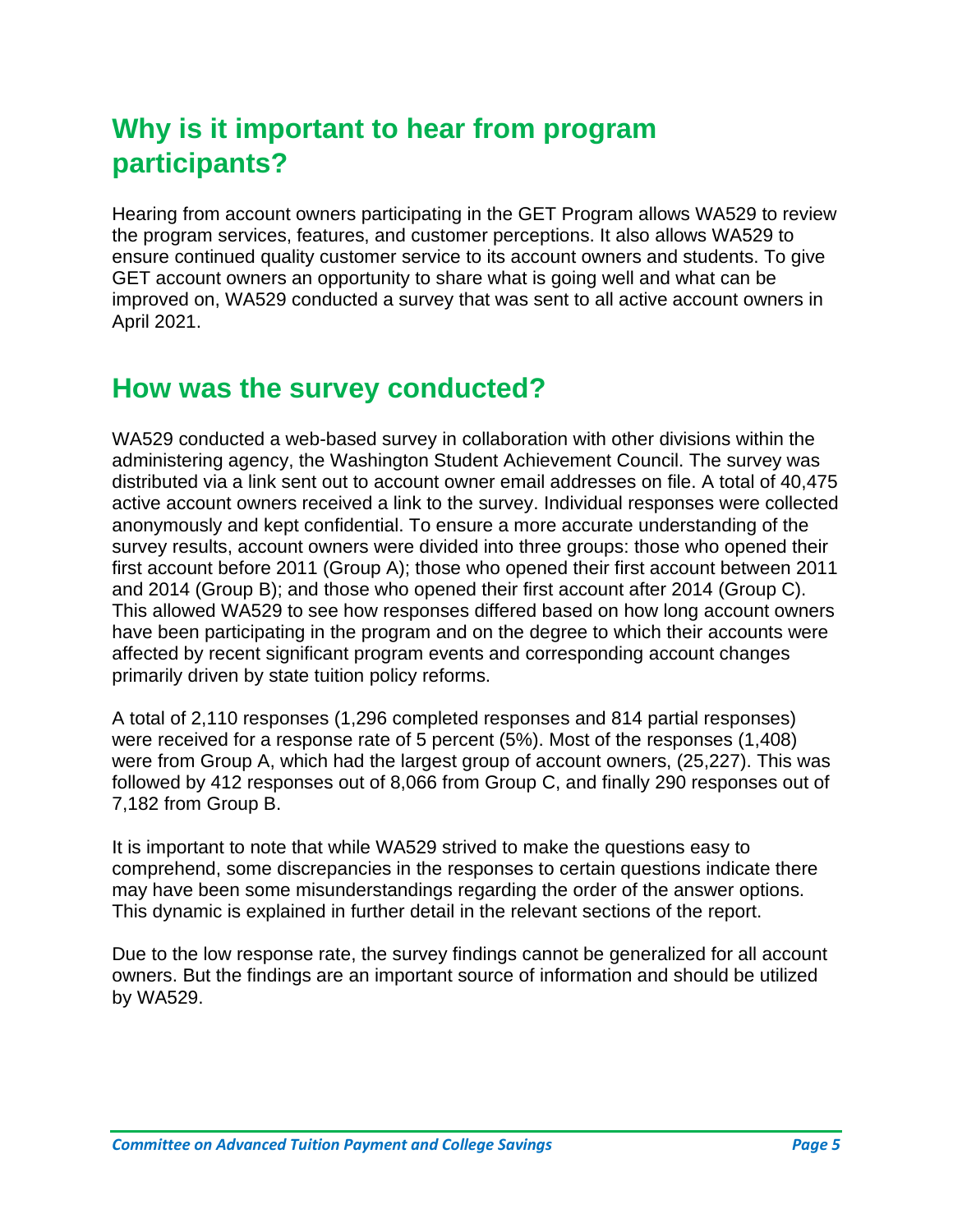## Why is it important to hear from program participants?

Hearing from account owners participating in the GET Program allows WA529 to review the program services, features, and customer perceptions. It also allows WA529 to ensure continued quality customer service to its account owners and students. To give GET account owners an opportunity to share what is going well and what can be improved on, WA529 conducted a survey that was sent to all active account owners in April 2021.

## How was the survey conducted?

WA529 conducted a web-based survey in collaboration with other divisions within the administering agency, the Washington Student Achievement Council. The survey was distributed via a link sent out to account owner email addresses on file. A total of 40,475 active account owners received a link to the survey. Individual responses were collected anonymously and kept confidential. To ensure a more accurate understanding of the survey results, account owners were divided into three groups: those who opened their first account before 2011 (Group A); those who opened their first account between 2011 and 2014 (Group B); and those who opened their first account after 2014 (Group C). This allowed WA529 to see how responses differed based on how long account owners have been participating in the program and on the degree to which their accounts were affected by recent significant program events and corresponding account changes primarily driven by state tuition policy reforms.

A total of 2,110 responses (1,296 completed responses and 814 partial responses) were received for a response rate of 5 percent (5%). Most of the responses (1,408) were from Group A, which had the largest group of account owners, (25,227). This was followed by 412 responses out of 8,066 from Group C, and finally 290 responses out of 7,182 from Group B.

It is important to note that while WA529 strived to make the questions easy to comprehend, some discrepancies in the responses to certain questions indicate there may have been some misunderstandings regarding the order of the answer options. This dynamic is explained in further detail in the relevant sections of the report.

Due to the low response rate, the survey findings cannot be generalized for all account owners. But the findings are an important source of information and should be utilized by WA529.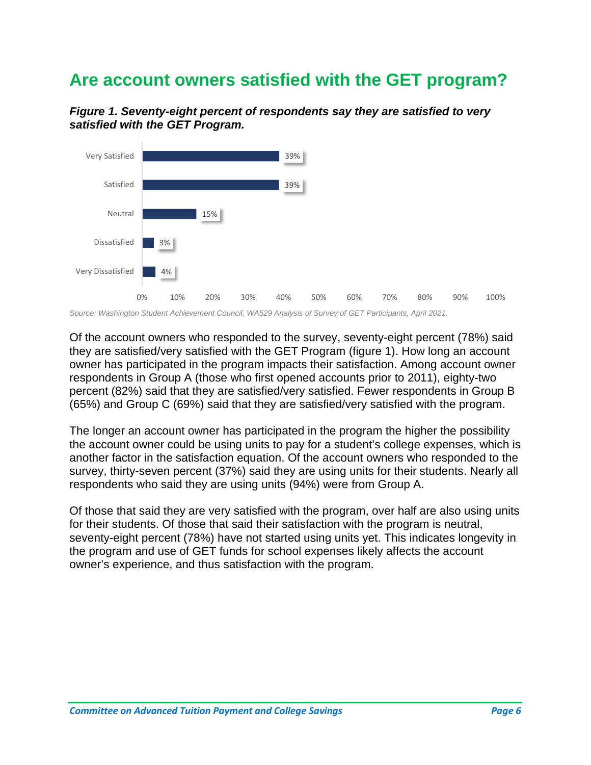## Are account owners satisfied with the GET program?

***Figure 1. Seventy-eight percent of respondents say they are satisfied to very satisfied with the GET Program.***

| Response | Percent |
|---|---|
| Very Satisfied | 39% |
| Satisfied | 39% |
| Neutral | 15% |
| Dissatisfied | 3% |
| Very Dissatisfied | 4% |

*Source: Washington Student Achievement Council, WA529 Analysis of Survey of GET Participants, April 2021.*

Of the account owners who responded to the survey, seventy-eight percent (78%) said they are satisfied/very satisfied with the GET Program (figure 1). How long an account owner has participated in the program impacts their satisfaction. Among account owner respondents in Group A (those who first opened accounts prior to 2011), eighty-two percent (82%) said that they are satisfied/very satisfied. Fewer respondents in Group B (65%) and Group C (69%) said that they are satisfied/very satisfied with the program.

The longer an account owner has participated in the program the higher the possibility the account owner could be using units to pay for a student's college expenses, which is another factor in the satisfaction equation. Of the account owners who responded to the survey, thirty-seven percent (37%) said they are using units for their students. Nearly all respondents who said they are using units (94%) were from Group A.

Of those that said they are very satisfied with the program, over half are also using units for their students. Of those that said their satisfaction with the program is neutral, seventy-eight percent (78%) have not started using units yet. This indicates longevity in the program and use of GET funds for school expenses likely affects the account owner's experience, and thus satisfaction with the program.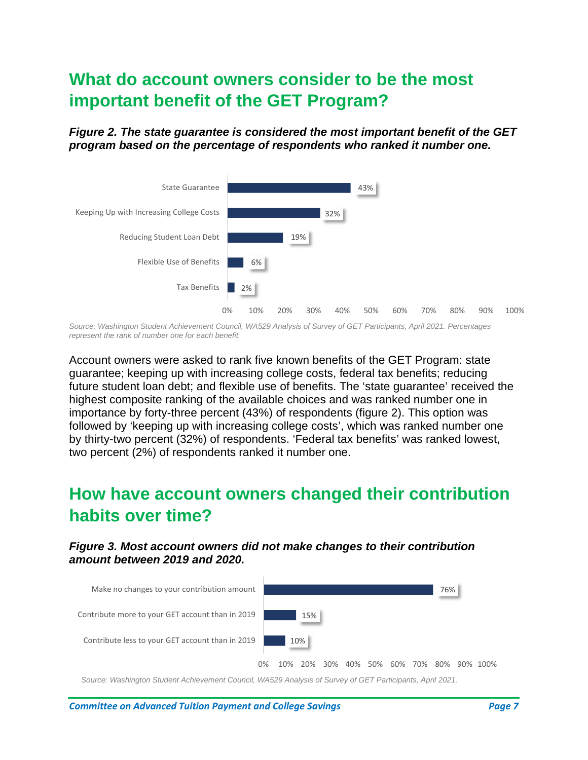## What do account owners consider to be the most important benefit of the GET Program?

***Figure 2. The state guarantee is considered the most important benefit of the GET program based on the percentage of respondents who ranked it number one.***

| Benefit | Percentage |
| --- | --- |
| State Guarantee | 43% |
| Keeping Up with Increasing College Costs | 32% |
| Reducing Student Loan Debt | 19% |
| Flexible Use of Benefits | 6% |
| Tax Benefits | 2% |

*Source: Washington Student Achievement Council, WA529 Analysis of Survey of GET Participants, April 2021. Percentages represent the rank of number one for each benefit.*

Account owners were asked to rank five known benefits of the GET Program: state guarantee; keeping up with increasing college costs, federal tax benefits; reducing future student loan debt; and flexible use of benefits. The 'state guarantee' received the highest composite ranking of the available choices and was ranked number one in importance by forty-three percent (43%) of respondents (figure 2). This option was followed by 'keeping up with increasing college costs', which was ranked number one by thirty-two percent (32%) of respondents. 'Federal tax benefits' was ranked lowest, two percent (2%) of respondents ranked it number one.

## How have account owners changed their contribution habits over time?

***Figure 3. Most account owners did not make changes to their contribution amount between 2019 and 2020.***

| Response | Percentage |
| --- | --- |
| Make no changes to your contribution amount | 76% |
| Contribute more to your GET account than in 2019 | 15% |
| Contribute less to your GET account than in 2019 | 10% |

*Source: Washington Student Achievement Council, WA529 Analysis of Survey of GET Participants, April 2021.*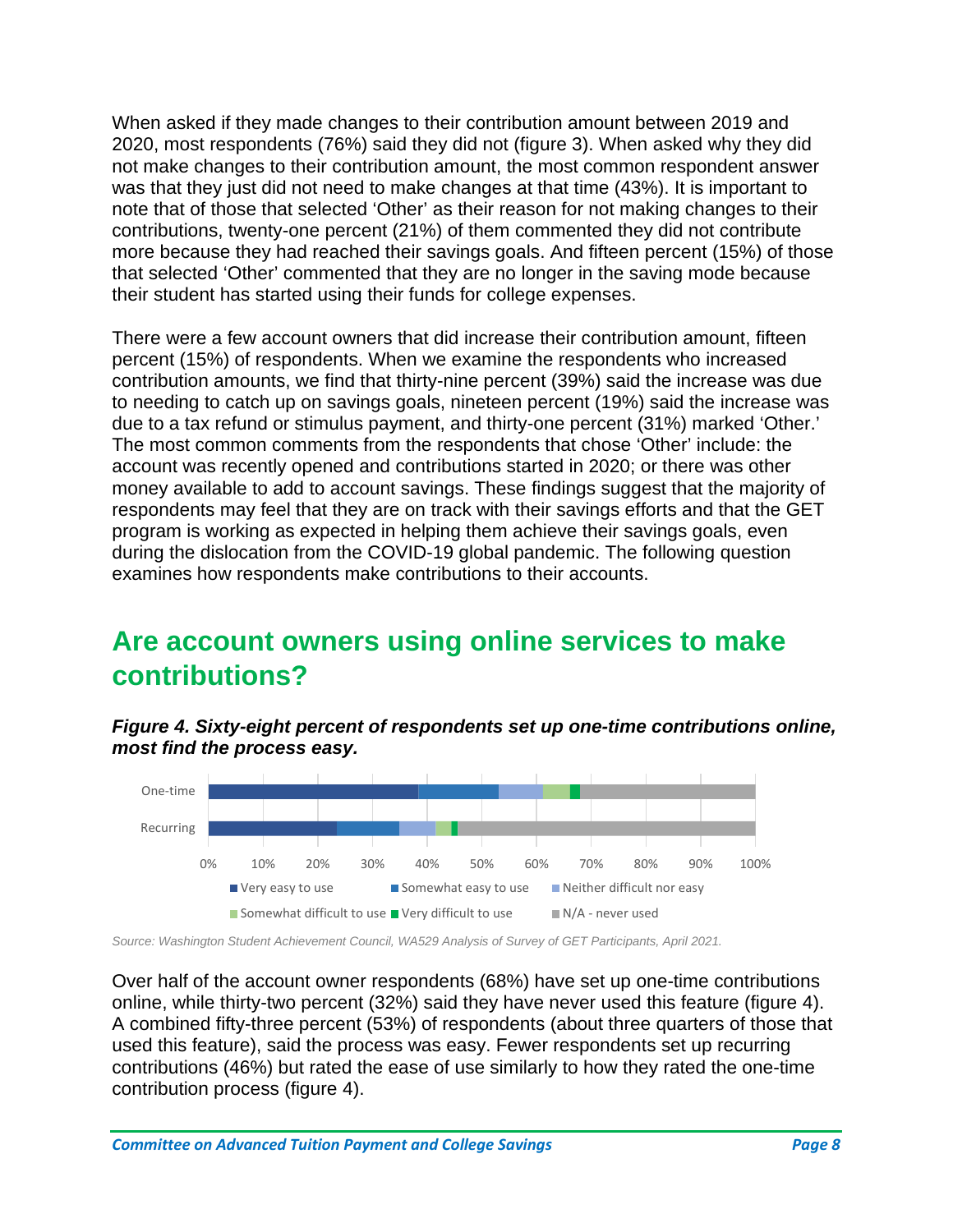When asked if they made changes to their contribution amount between 2019 and 2020, most respondents (76%) said they did not (figure 3). When asked why they did not make changes to their contribution amount, the most common respondent answer was that they just did not need to make changes at that time (43%). It is important to note that of those that selected 'Other' as their reason for not making changes to their contributions, twenty-one percent (21%) of them commented they did not contribute more because they had reached their savings goals. And fifteen percent (15%) of those that selected 'Other' commented that they are no longer in the saving mode because their student has started using their funds for college expenses.

There were a few account owners that did increase their contribution amount, fifteen percent (15%) of respondents. When we examine the respondents who increased contribution amounts, we find that thirty-nine percent (39%) said the increase was due to needing to catch up on savings goals, nineteen percent (19%) said the increase was due to a tax refund or stimulus payment, and thirty-one percent (31%) marked 'Other.' The most common comments from the respondents that chose 'Other' include: the account was recently opened and contributions started in 2020; or there was other money available to add to account savings. These findings suggest that the majority of respondents may feel that they are on track with their savings efforts and that the GET program is working as expected in helping them achieve their savings goals, even during the dislocation from the COVID-19 global pandemic. The following question examines how respondents make contributions to their accounts.

## Are account owners using online services to make contributions?

***Figure 4. Sixty-eight percent of respondents set up one-time contributions online, most find the process easy.***

*Source: Washington Student Achievement Council, WA529 Analysis of Survey of GET Participants, April 2021.*

Over half of the account owner respondents (68%) have set up one-time contributions online, while thirty-two percent (32%) said they have never used this feature (figure 4). A combined fifty-three percent (53%) of respondents (about three quarters of those that used this feature), said the process was easy. Fewer respondents set up recurring contributions (46%) but rated the ease of use similarly to how they rated the one-time contribution process (figure 4).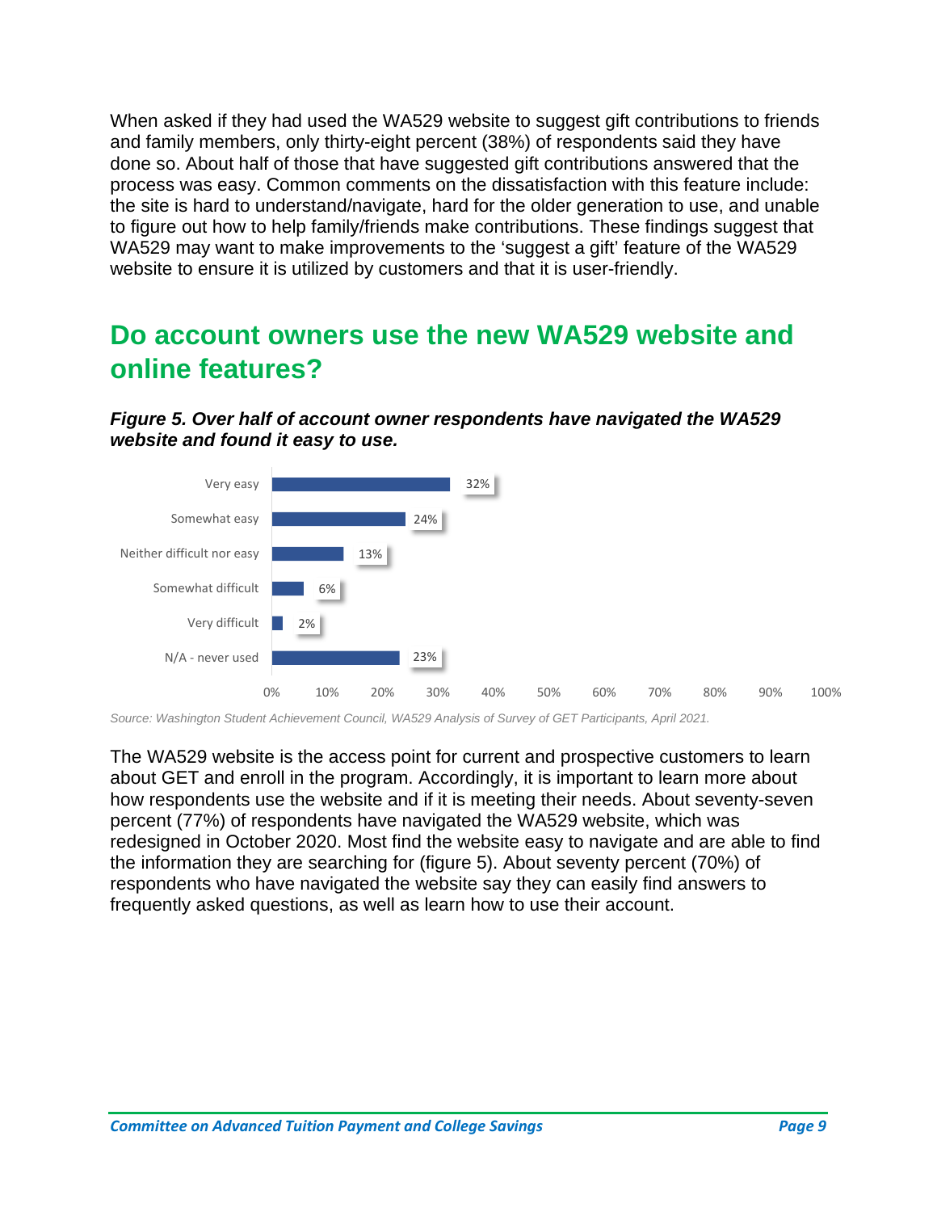When asked if they had used the WA529 website to suggest gift contributions to friends and family members, only thirty-eight percent (38%) of respondents said they have done so. About half of those that have suggested gift contributions answered that the process was easy. Common comments on the dissatisfaction with this feature include: the site is hard to understand/navigate, hard for the older generation to use, and unable to figure out how to help family/friends make contributions. These findings suggest that WA529 may want to make improvements to the 'suggest a gift' feature of the WA529 website to ensure it is utilized by customers and that it is user-friendly.

## Do account owners use the new WA529 website and online features?

***Figure 5. Over half of account owner respondents have navigated the WA529 website and found it easy to use.***

| Response | Percent |
|---|---|
| Very easy | 32% |
| Somewhat easy | 24% |
| Neither difficult nor easy | 13% |
| Somewhat difficult | 6% |
| Very difficult | 2% |
| N/A - never used | 23% |

*Source: Washington Student Achievement Council, WA529 Analysis of Survey of GET Participants, April 2021.*

The WA529 website is the access point for current and prospective customers to learn about GET and enroll in the program. Accordingly, it is important to learn more about how respondents use the website and if it is meeting their needs. About seventy-seven percent (77%) of respondents have navigated the WA529 website, which was redesigned in October 2020. Most find the website easy to navigate and are able to find the information they are searching for (figure 5). About seventy percent (70%) of respondents who have navigated the website say they can easily find answers to frequently asked questions, as well as learn how to use their account.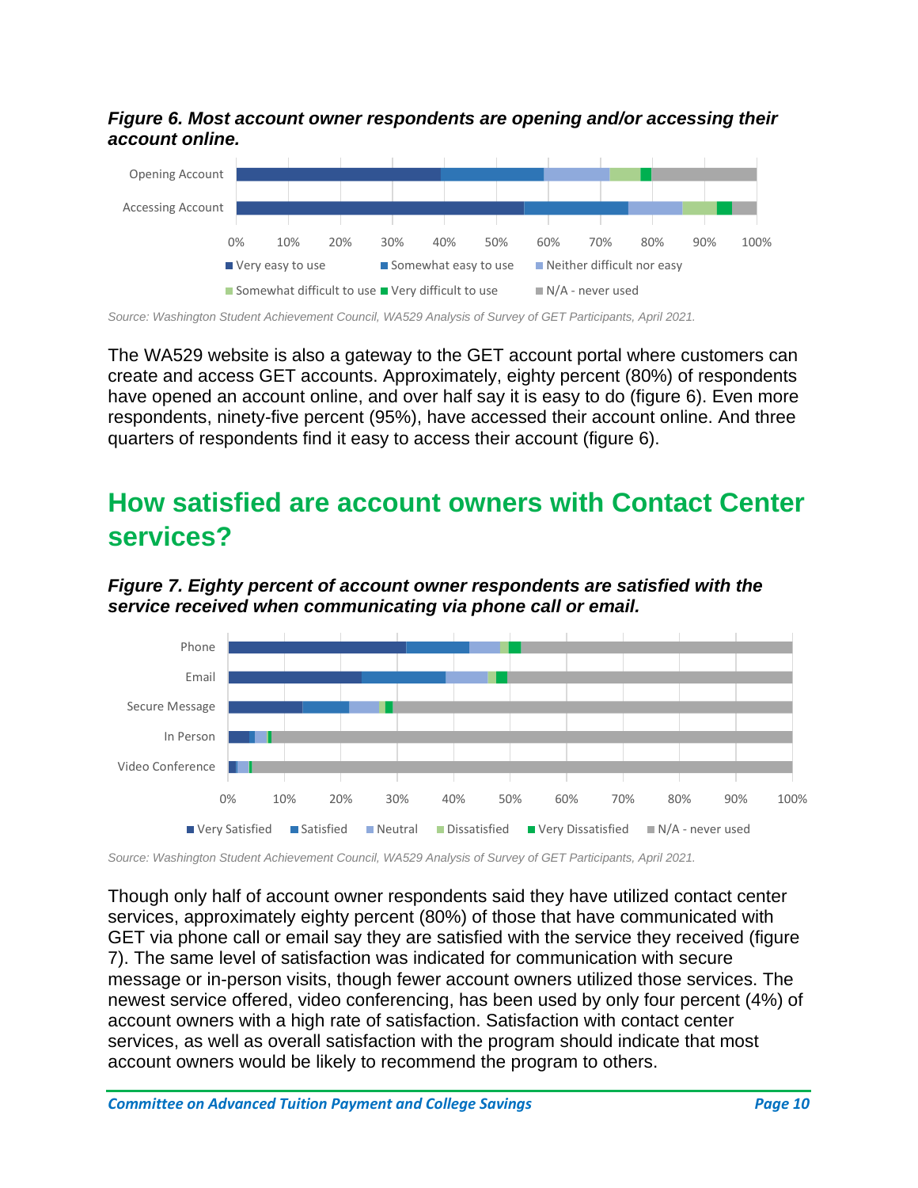*Figure 6. Most account owner respondents are opening and/or accessing their account online.*

*Source: Washington Student Achievement Council, WA529 Analysis of Survey of GET Participants, April 2021.*

The WA529 website is also a gateway to the GET account portal where customers can create and access GET accounts. Approximately, eighty percent (80%) of respondents have opened an account online, and over half say it is easy to do (figure 6). Even more respondents, ninety-five percent (95%), have accessed their account online. And three quarters of respondents find it easy to access their account (figure 6).

## How satisfied are account owners with Contact Center services?

*Figure 7. Eighty percent of account owner respondents are satisfied with the service received when communicating via phone call or email.*

*Source: Washington Student Achievement Council, WA529 Analysis of Survey of GET Participants, April 2021.*

Though only half of account owner respondents said they have utilized contact center services, approximately eighty percent (80%) of those that have communicated with GET via phone call or email say they are satisfied with the service they received (figure 7). The same level of satisfaction was indicated for communication with secure message or in-person visits, though fewer account owners utilized those services. The newest service offered, video conferencing, has been used by only four percent (4%) of account owners with a high rate of satisfaction. Satisfaction with contact center services, as well as overall satisfaction with the program should indicate that most account owners would be likely to recommend the program to others.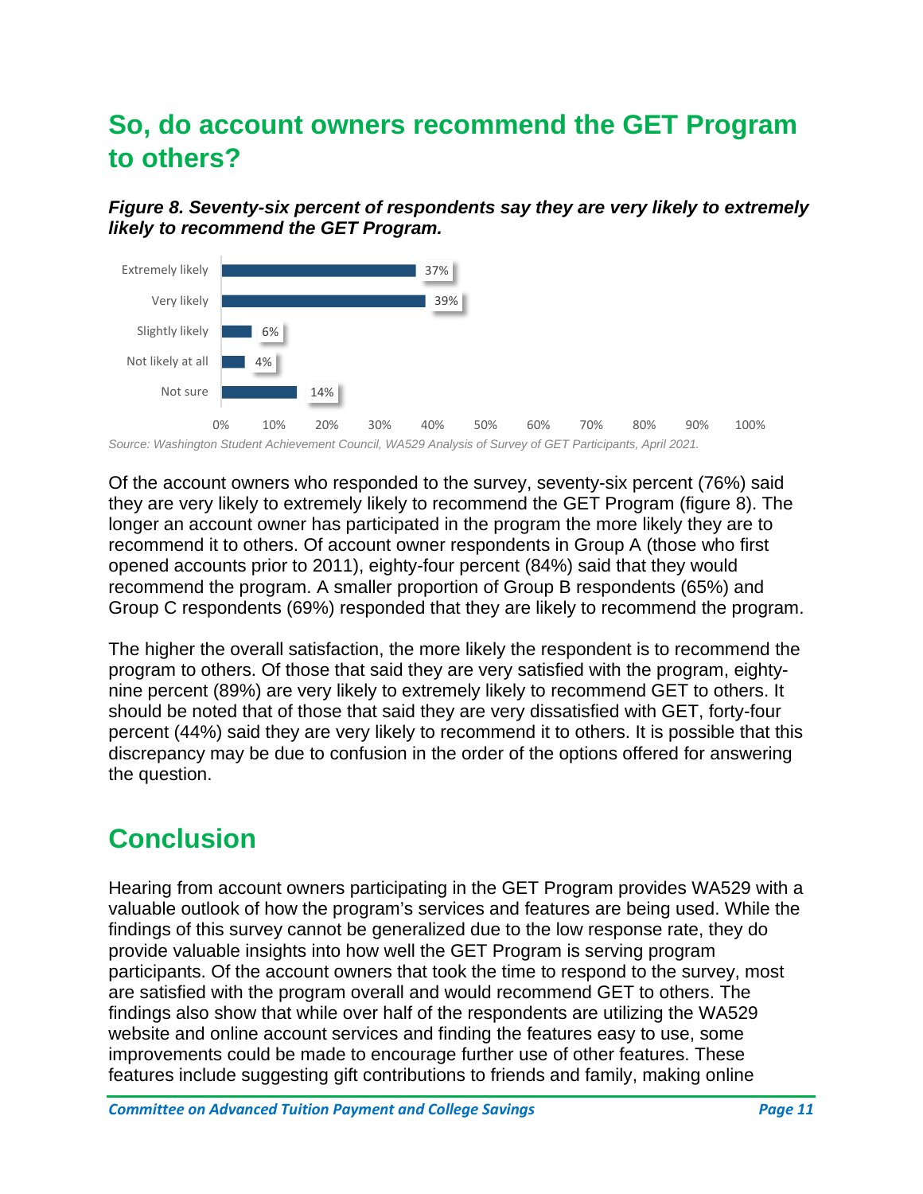## So, do account owners recommend the GET Program to others?

***Figure 8. Seventy-six percent of respondents say they are very likely to extremely likely to recommend the GET Program.***

| Response | Percent |
| --- | --- |
| Extremely likely | 37% |
| Very likely | 39% |
| Slightly likely | 6% |
| Not likely at all | 4% |
| Not sure | 14% |

*Source: Washington Student Achievement Council, WA529 Analysis of Survey of GET Participants, April 2021.*

Of the account owners who responded to the survey, seventy-six percent (76%) said they are very likely to extremely likely to recommend the GET Program (figure 8). The longer an account owner has participated in the program the more likely they are to recommend it to others. Of account owner respondents in Group A (those who first opened accounts prior to 2011), eighty-four percent (84%) said that they would recommend the program. A smaller proportion of Group B respondents (65%) and Group C respondents (69%) responded that they are likely to recommend the program.

The higher the overall satisfaction, the more likely the respondent is to recommend the program to others. Of those that said they are very satisfied with the program, eighty-nine percent (89%) are very likely to extremely likely to recommend GET to others. It should be noted that of those that said they are very dissatisfied with GET, forty-four percent (44%) said they are very likely to recommend it to others. It is possible that this discrepancy may be due to confusion in the order of the options offered for answering the question.

## Conclusion

Hearing from account owners participating in the GET Program provides WA529 with a valuable outlook of how the program's services and features are being used. While the findings of this survey cannot be generalized due to the low response rate, they do provide valuable insights into how well the GET Program is serving program participants. Of the account owners that took the time to respond to the survey, most are satisfied with the program overall and would recommend GET to others. The findings also show that while over half of the respondents are utilizing the WA529 website and online account services and finding the features easy to use, some improvements could be made to encourage further use of other features. These features include suggesting gift contributions to friends and family, making online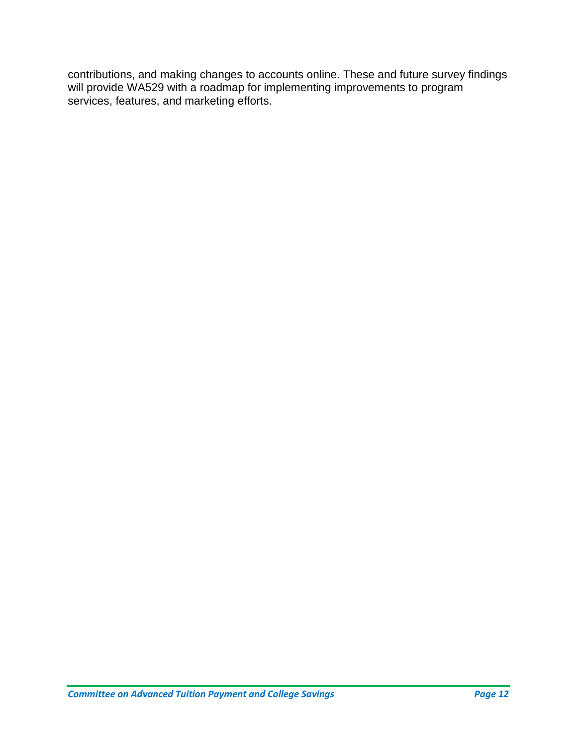contributions, and making changes to accounts online. These and future survey findings will provide WA529 with a roadmap for implementing improvements to program services, features, and marketing efforts.